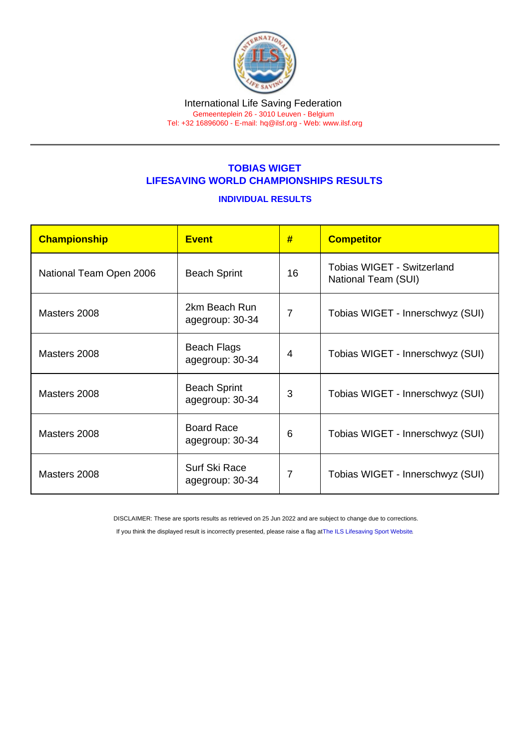International Life Saving Federation

Gemeenteplein 26 - 3010 Leuven - Belgium

Tel: +32 16896060 - E-mail: hq@ilsf.org - Web: www.ilsf.org

## TOBIAS WIGET
## LIFESAVING WORLD CHAMPIONSHIPS RESULTS

### INDIVIDUAL RESULTS

| Championship | Event | # | Competitor |
| --- | --- | --- | --- |
| National Team Open 2006 | Beach Sprint | 16 | Tobias WIGET - Switzerland National Team (SUI) |
| Masters 2008 | 2km Beach Run agegroup: 30-34 | 7 | Tobias WIGET - Innerschwyz (SUI) |
| Masters 2008 | Beach Flags agegroup: 30-34 | 4 | Tobias WIGET - Innerschwyz (SUI) |
| Masters 2008 | Beach Sprint agegroup: 30-34 | 3 | Tobias WIGET - Innerschwyz (SUI) |
| Masters 2008 | Board Race agegroup: 30-34 | 6 | Tobias WIGET - Innerschwyz (SUI) |
| Masters 2008 | Surf Ski Race agegroup: 30-34 | 7 | Tobias WIGET - Innerschwyz (SUI) |

DISCLAIMER: These are sports results as retrieved on 25 Jun 2022 and are subject to change due to corrections.

If you think the displayed result is incorrectly presented, please raise a flag at The ILS Lifesaving Sport Website.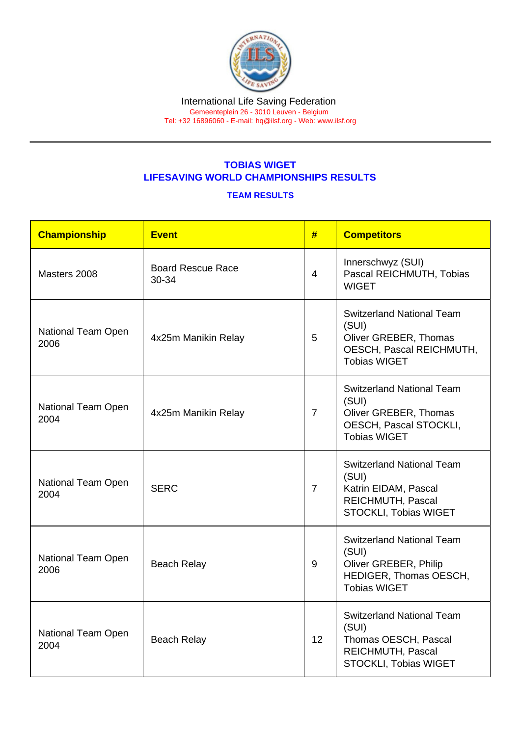International Life Saving Federation
Gemeenteplein 26 - 3010 Leuven - Belgium
Tel: +32 16896060 - E-mail: hq@ilsf.org - Web: www.ilsf.org

## TOBIAS WIGET
## LIFESAVING WORLD CHAMPIONSHIPS RESULTS

### TEAM RESULTS

| Championship | Event | # | Competitors |
|---|---|---|---|
| Masters 2008 | Board Rescue Race 30-34 | 4 | Innerschwyz (SUI) Pascal REICHMUTH, Tobias WIGET |
| National Team Open 2006 | 4x25m Manikin Relay | 5 | Switzerland National Team (SUI) Oliver GREBER, Thomas OESCH, Pascal REICHMUTH, Tobias WIGET |
| National Team Open 2004 | 4x25m Manikin Relay | 7 | Switzerland National Team (SUI) Oliver GREBER, Thomas OESCH, Pascal STOCKLI, Tobias WIGET |
| National Team Open 2004 | SERC | 7 | Switzerland National Team (SUI) Katrin EIDAM, Pascal REICHMUTH, Pascal STOCKLI, Tobias WIGET |
| National Team Open 2006 | Beach Relay | 9 | Switzerland National Team (SUI) Oliver GREBER, Philip HEDIGER, Thomas OESCH, Tobias WIGET |
| National Team Open 2004 | Beach Relay | 12 | Switzerland National Team (SUI) Thomas OESCH, Pascal REICHMUTH, Pascal STOCKLI, Tobias WIGET |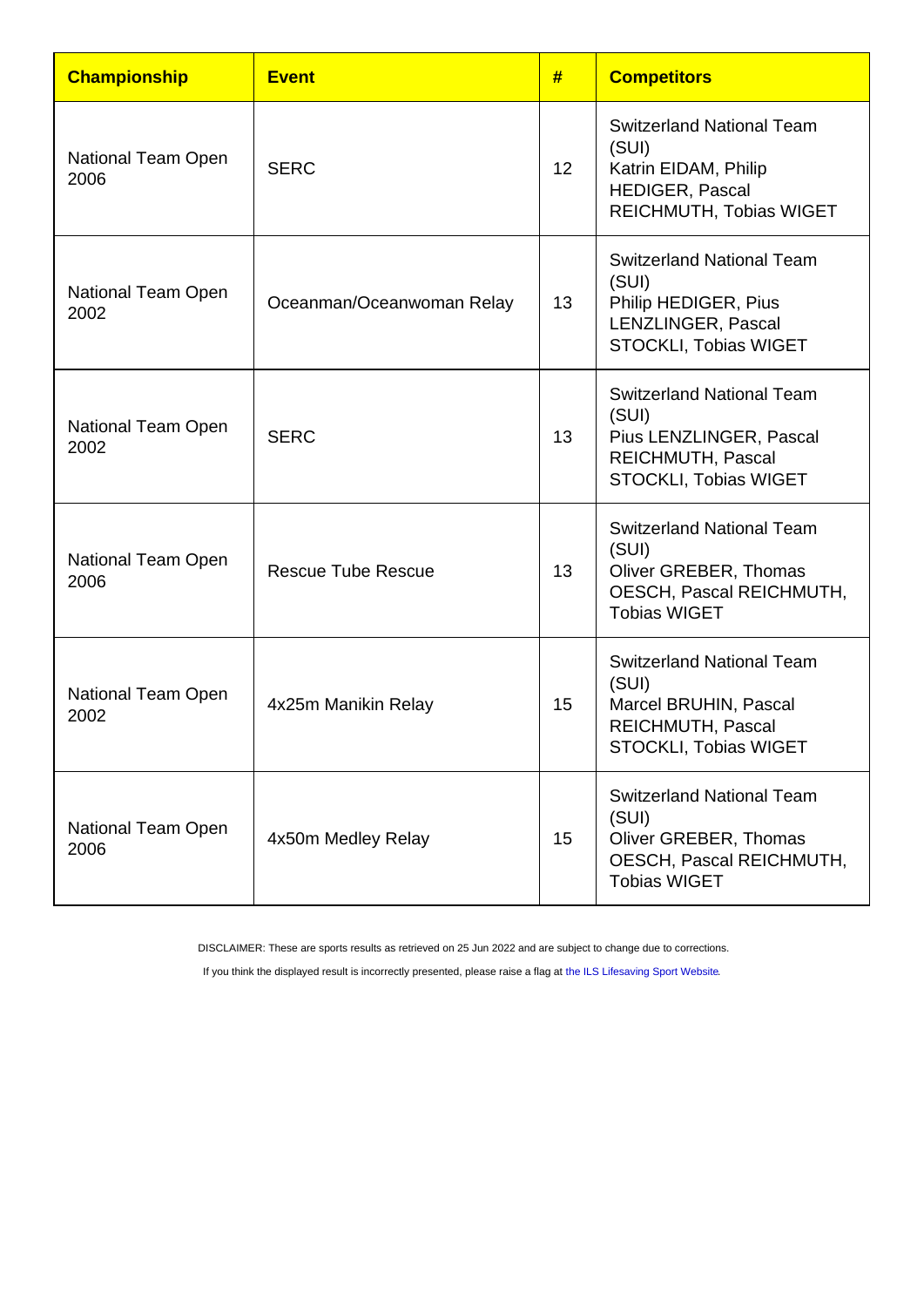| Championship | Event | # | Competitors |
| --- | --- | --- | --- |
| National Team Open 2006 | SERC | 12 | Switzerland National Team (SUI) Katrin EIDAM, Philip HEDIGER, Pascal REICHMUTH, Tobias WIGET |
| National Team Open 2002 | Oceanman/Oceanwoman Relay | 13 | Switzerland National Team (SUI) Philip HEDIGER, Pius LENZLINGER, Pascal STOCKLI, Tobias WIGET |
| National Team Open 2002 | SERC | 13 | Switzerland National Team (SUI) Pius LENZLINGER, Pascal REICHMUTH, Pascal STOCKLI, Tobias WIGET |
| National Team Open 2006 | Rescue Tube Rescue | 13 | Switzerland National Team (SUI) Oliver GREBER, Thomas OESCH, Pascal REICHMUTH, Tobias WIGET |
| National Team Open 2002 | 4x25m Manikin Relay | 15 | Switzerland National Team (SUI) Marcel BRUHIN, Pascal REICHMUTH, Pascal STOCKLI, Tobias WIGET |
| National Team Open 2006 | 4x50m Medley Relay | 15 | Switzerland National Team (SUI) Oliver GREBER, Thomas OESCH, Pascal REICHMUTH, Tobias WIGET |

DISCLAIMER: These are sports results as retrieved on 25 Jun 2022 and are subject to change due to corrections.

If you think the displayed result is incorrectly presented, please raise a flag at the ILS Lifesaving Sport Website.